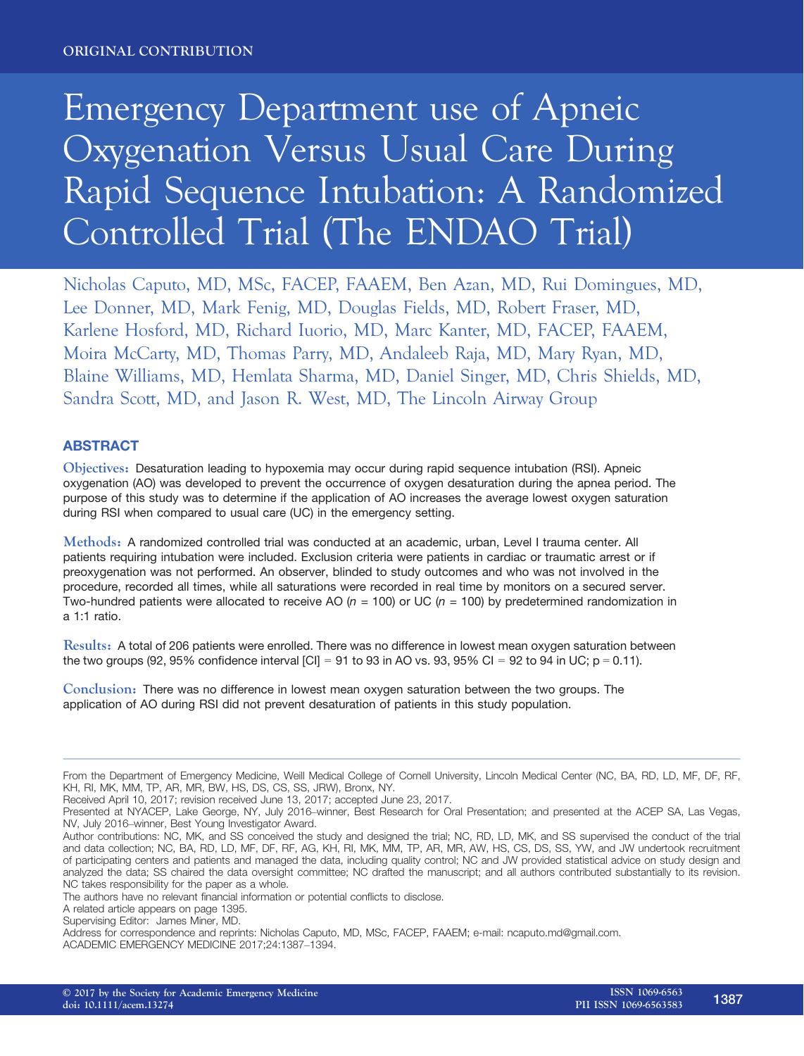ORIGINAL CONTRIBUTION

# Emergency Department use of Apneic Oxygenation Versus Usual Care During Rapid Sequence Intubation: A Randomized Controlled Trial (The ENDAO Trial)

Nicholas Caputo, MD, MSc, FACEP, FAAEM, Ben Azan, MD, Rui Domingues, MD, Lee Donner, MD, Mark Fenig, MD, Douglas Fields, MD, Robert Fraser, MD, Karlene Hosford, MD, Richard Iuorio, MD, Marc Kanter, MD, FACEP, FAAEM, Moira McCarty, MD, Thomas Parry, MD, Andaleeb Raja, MD, Mary Ryan, MD, Blaine Williams, MD, Hemlata Sharma, MD, Daniel Singer, MD, Chris Shields, MD, Sandra Scott, MD, and Jason R. West, MD, The Lincoln Airway Group

## ABSTRACT

**Objectives:** Desaturation leading to hypoxemia may occur during rapid sequence intubation (RSI). Apneic oxygenation (AO) was developed to prevent the occurrence of oxygen desaturation during the apnea period. The purpose of this study was to determine if the application of AO increases the average lowest oxygen saturation during RSI when compared to usual care (UC) in the emergency setting.

**Methods:** A randomized controlled trial was conducted at an academic, urban, Level I trauma center. All patients requiring intubation were included. Exclusion criteria were patients in cardiac or traumatic arrest or if preoxygenation was not performed. An observer, blinded to study outcomes and who was not involved in the procedure, recorded all times, while all saturations were recorded in real time by monitors on a secured server. Two-hundred patients were allocated to receive AO (*n* = 100) or UC (*n* = 100) by predetermined randomization in a 1:1 ratio.

**Results:** A total of 206 patients were enrolled. There was no difference in lowest mean oxygen saturation between the two groups (92, 95% confidence interval [CI] = 91 to 93 in AO vs. 93, 95% CI = 92 to 94 in UC; p = 0.11).

**Conclusion:** There was no difference in lowest mean oxygen saturation between the two groups. The application of AO during RSI did not prevent desaturation of patients in this study population.

---

From the Department of Emergency Medicine, Weill Medical College of Cornell University, Lincoln Medical Center (NC, BA, RD, LD, MF, DF, RF, KH, RI, MK, MM, TP, AR, MR, BW, HS, DS, CS, SS, JRW), Bronx, NY.

Received April 10, 2017; revision received June 13, 2017; accepted June 23, 2017.

Presented at NYACEP, Lake George, NY, July 2016–winner, Best Research for Oral Presentation; and presented at the ACEP SA, Las Vegas, NV, July 2016–winner, Best Young Investigator Award.

Author contributions: NC, MK, and SS conceived the study and designed the trial; NC, RD, LD, MK, and SS supervised the conduct of the trial and data collection; NC, BA, RD, LD, MF, DF, RF, AG, KH, RI, MK, MM, TP, AR, MR, AW, HS, CS, DS, SS, YW, and JW undertook recruitment of participating centers and patients and managed the data, including quality control; NC and JW provided statistical advice on study design and analyzed the data; SS chaired the data oversight committee; NC drafted the manuscript; and all authors contributed substantially to its revision. NC takes responsibility for the paper as a whole.

The authors have no relevant financial information or potential conflicts to disclose.

A related article appears on page 1395.

Supervising Editor: James Miner, MD.

Address for correspondence and reprints: Nicholas Caputo, MD, MSc, FACEP, FAAEM; e-mail: ncaputo.md@gmail.com.

© 2017 by the Society for Academic Emergency Medicine
doi: 10.1111/acem.13274

ISSN 1069-6563
PII ISSN 1069-6563583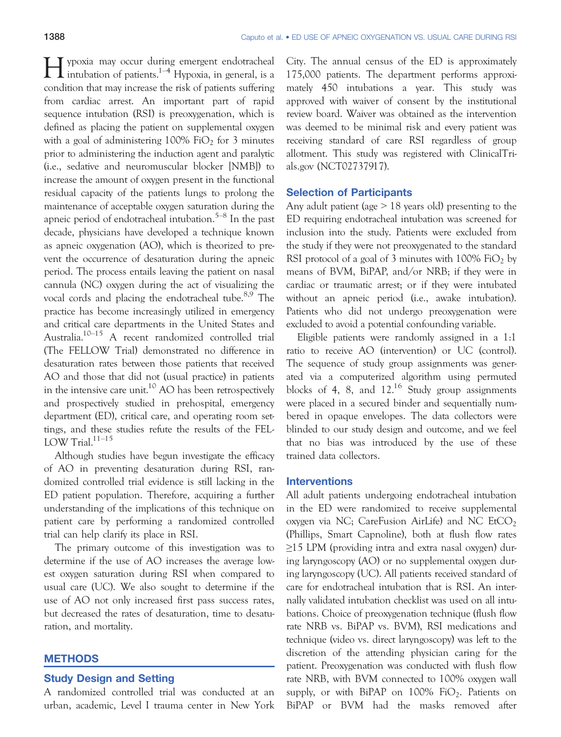Hypoxia may occur during emergent endotracheal intubation of patients.[1–4] Hypoxia, in general, is a condition that may increase the risk of patients suffering from cardiac arrest. An important part of rapid sequence intubation (RSI) is preoxygenation, which is defined as placing the patient on supplemental oxygen with a goal of administering 100% $FiO_2$ for 3 minutes prior to administering the induction agent and paralytic (i.e., sedative and neuromuscular blocker [NMB]) to increase the amount of oxygen present in the functional residual capacity of the patients lungs to prolong the maintenance of acceptable oxygen saturation during the apneic period of endotracheal intubation.[5–8] In the past decade, physicians have developed a technique known as apneic oxygenation (AO), which is theorized to prevent the occurrence of desaturation during the apneic period. The process entails leaving the patient on nasal cannula (NC) oxygen during the act of visualizing the vocal cords and placing the endotracheal tube.[8,9] The practice has become increasingly utilized in emergency and critical care departments in the United States and Australia.[10–15] A recent randomized controlled trial (The FELLOW Trial) demonstrated no difference in desaturation rates between those patients that received AO and those that did not (usual practice) in patients in the intensive care unit.[10] AO has been retrospectively and prospectively studied in prehospital, emergency department (ED), critical care, and operating room settings, and these studies refute the results of the FELLOW Trial.[11–15]

Although studies have begun investigate the efficacy of AO in preventing desaturation during RSI, randomized controlled trial evidence is still lacking in the ED patient population. Therefore, acquiring a further understanding of the implications of this technique on patient care by performing a randomized controlled trial can help clarify its place in RSI.

The primary outcome of this investigation was to determine if the use of AO increases the average lowest oxygen saturation during RSI when compared to usual care (UC). We also sought to determine if the use of AO not only increased first pass success rates, but decreased the rates of desaturation, time to desaturation, and mortality.

## METHODS

### Study Design and Setting

A randomized controlled trial was conducted at an urban, academic, Level I trauma center in New York City. The annual census of the ED is approximately 175,000 patients. The department performs approximately 450 intubations a year. This study was approved with waiver of consent by the institutional review board. Waiver was obtained as the intervention was deemed to be minimal risk and every patient was receiving standard of care RSI regardless of group allotment. This study was registered with ClinicalTrials.gov (NCT02737917).

### Selection of Participants

Any adult patient (age > 18 years old) presenting to the ED requiring endotracheal intubation was screened for inclusion into the study. Patients were excluded from the study if they were not preoxygenated to the standard RSI protocol of a goal of 3 minutes with 100% $FiO_2$ by means of BVM, BiPAP, and/or NRB; if they were in cardiac or traumatic arrest; or if they were intubated without an apneic period (i.e., awake intubation). Patients who did not undergo preoxygenation were excluded to avoid a potential confounding variable.

Eligible patients were randomly assigned in a 1:1 ratio to receive AO (intervention) or UC (control). The sequence of study group assignments was generated via a computerized algorithm using permuted blocks of 4, 8, and 12.[16] Study group assignments were placed in a secured binder and sequentially numbered in opaque envelopes. The data collectors were blinded to our study design and outcome, and we feel that no bias was introduced by the use of these trained data collectors.

### Interventions

All adult patients undergoing endotracheal intubation in the ED were randomized to receive supplemental oxygen via NC; CareFusion AirLife) and NC $EtCO_2$ (Phillips, Smart Capnoline), both at flush flow rates ≥15 LPM (providing intra and extra nasal oxygen) during laryngoscopy (AO) or no supplemental oxygen during laryngoscopy (UC). All patients received standard of care for endotracheal intubation that is RSI. An internally validated intubation checklist was used on all intubations. Choice of preoxygenation technique (flush flow rate NRB vs. BiPAP vs. BVM), RSI medications and technique (video vs. direct laryngoscopy) was left to the discretion of the attending physician caring for the patient. Preoxygenation was conducted with flush flow rate NRB, with BVM connected to 100% oxygen wall supply, or with BiPAP on 100% $FiO_2$. Patients on BiPAP or BVM had the masks removed after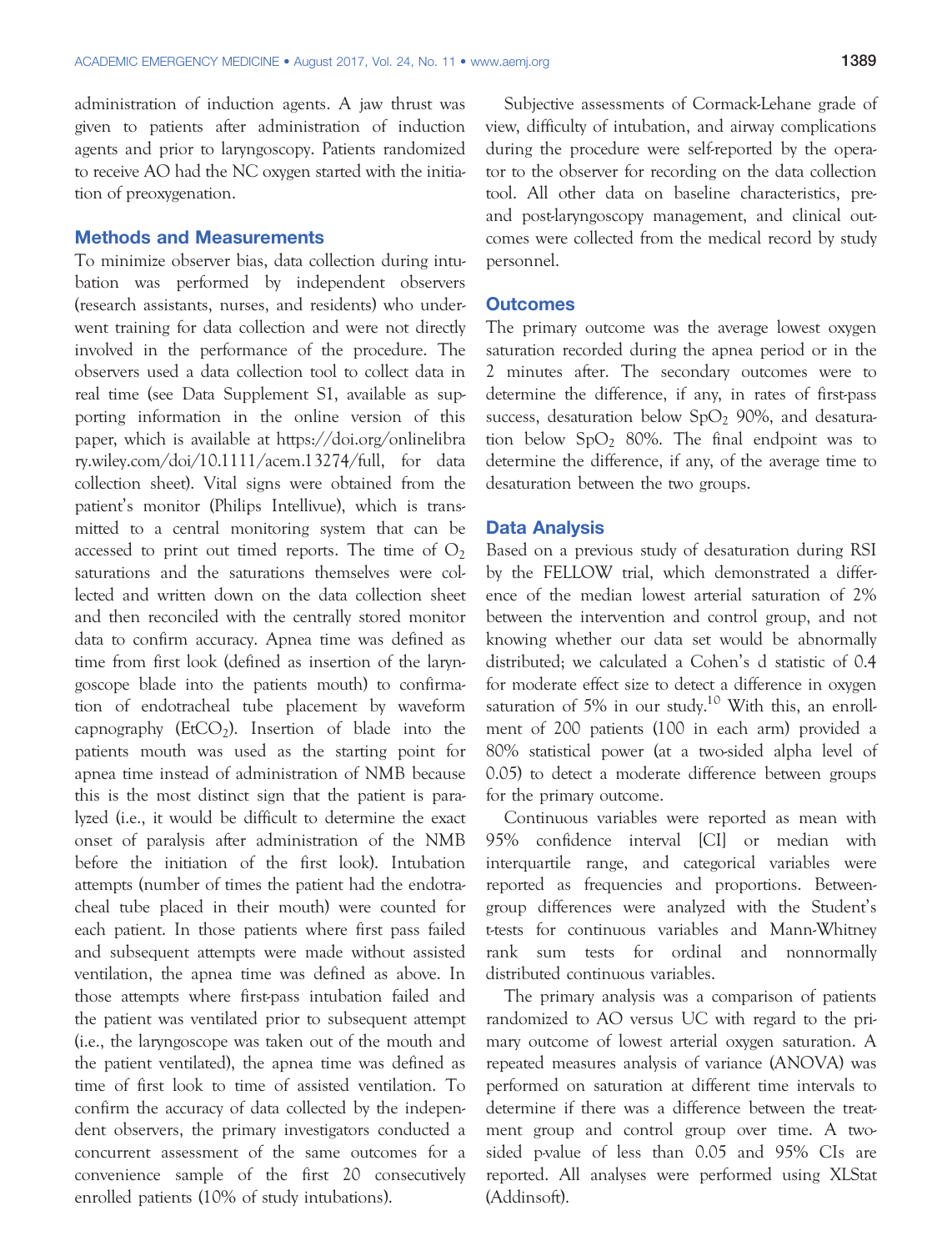administration of induction agents. A jaw thrust was given to patients after administration of induction agents and prior to laryngoscopy. Patients randomized to receive AO had the NC oxygen started with the initiation of preoxygenation.

## Methods and Measurements

To minimize observer bias, data collection during intubation was performed by independent observers (research assistants, nurses, and residents) who underwent training for data collection and were not directly involved in the performance of the procedure. The observers used a data collection tool to collect data in real time (see Data Supplement S1, available as supporting information in the online version of this paper, which is available at https://doi.org/onlinelibrary.wiley.com/doi/10.1111/acem.13274/full, for data collection sheet). Vital signs were obtained from the patient's monitor (Philips Intellivue), which is transmitted to a central monitoring system that can be accessed to print out timed reports. The time of $O_2$ saturations and the saturations themselves were collected and written down on the data collection sheet and then reconciled with the centrally stored monitor data to confirm accuracy. Apnea time was defined as time from first look (defined as insertion of the laryngoscope blade into the patients mouth) to confirmation of endotracheal tube placement by waveform capnography ($EtCO_2$). Insertion of blade into the patients mouth was used as the starting point for apnea time instead of administration of NMB because this is the most distinct sign that the patient is paralyzed (i.e., it would be difficult to determine the exact onset of paralysis after administration of the NMB before the initiation of the first look). Intubation attempts (number of times the patient had the endotracheal tube placed in their mouth) were counted for each patient. In those patients where first pass failed and subsequent attempts were made without assisted ventilation, the apnea time was defined as above. In those attempts where first-pass intubation failed and the patient was ventilated prior to subsequent attempt (i.e., the laryngoscope was taken out of the mouth and the patient ventilated), the apnea time was defined as time of first look to time of assisted ventilation. To confirm the accuracy of data collected by the independent observers, the primary investigators conducted a concurrent assessment of the same outcomes for a convenience sample of the first 20 consecutively enrolled patients (10% of study intubations).

Subjective assessments of Cormack-Lehane grade of view, difficulty of intubation, and airway complications during the procedure were self-reported by the operator to the observer for recording on the data collection tool. All other data on baseline characteristics, pre- and post-laryngoscopy management, and clinical outcomes were collected from the medical record by study personnel.

## Outcomes

The primary outcome was the average lowest oxygen saturation recorded during the apnea period or in the 2 minutes after. The secondary outcomes were to determine the difference, if any, in rates of first-pass success, desaturation below $SpO_2$ 90%, and desaturation below $SpO_2$ 80%. The final endpoint was to determine the difference, if any, of the average time to desaturation between the two groups.

## Data Analysis

Based on a previous study of desaturation during RSI by the FELLOW trial, which demonstrated a difference of the median lowest arterial saturation of 2% between the intervention and control group, and not knowing whether our data set would be abnormally distributed; we calculated a Cohen's d statistic of 0.4 for moderate effect size to detect a difference in oxygen saturation of 5% in our study.[10] With this, an enrollment of 200 patients (100 in each arm) provided a 80% statistical power (at a two-sided alpha level of 0.05) to detect a moderate difference between groups for the primary outcome.

Continuous variables were reported as mean with 95% confidence interval [CI] or median with interquartile range, and categorical variables were reported as frequencies and proportions. Between-group differences were analyzed with the Student's t-tests for continuous variables and Mann-Whitney rank sum tests for ordinal and nonnormally distributed continuous variables.

The primary analysis was a comparison of patients randomized to AO versus UC with regard to the primary outcome of lowest arterial oxygen saturation. A repeated measures analysis of variance (ANOVA) was performed on saturation at different time intervals to determine if there was a difference between the treatment group and control group over time. A two-sided p-value of less than 0.05 and 95% CIs are reported. All analyses were performed using XLStat (Addinsoft).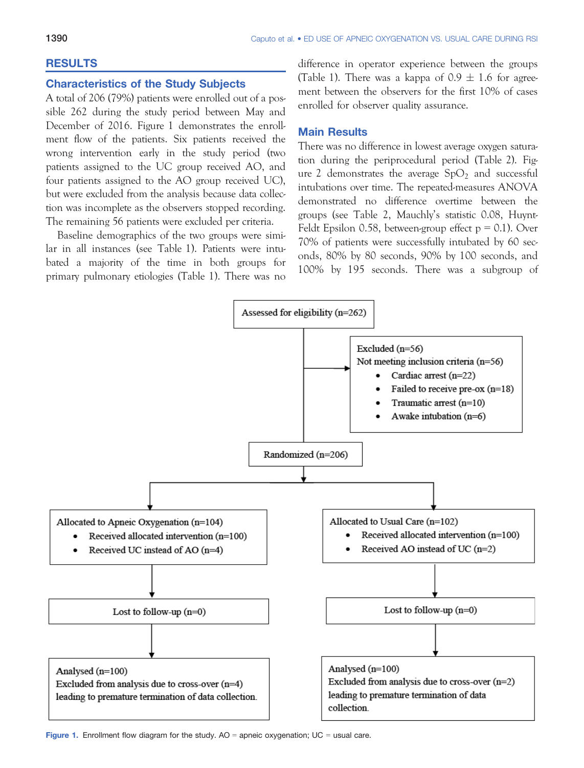## RESULTS

### Characteristics of the Study Subjects

A total of 206 (79%) patients were enrolled out of a possible 262 during the study period between May and December of 2016. Figure 1 demonstrates the enrollment flow of the patients. Six patients received the wrong intervention early in the study period (two patients assigned to the UC group received AO, and four patients assigned to the AO group received UC), but were excluded from the analysis because data collection was incomplete as the observers stopped recording. The remaining 56 patients were excluded per criteria.

Baseline demographics of the two groups were similar in all instances (see Table 1). Patients were intubated a majority of the time in both groups for primary pulmonary etiologies (Table 1). There was no difference in operator experience between the groups (Table 1). There was a kappa of 0.9 ± 1.6 for agreement between the observers for the first 10% of cases enrolled for observer quality assurance.

### Main Results

There was no difference in lowest average oxygen saturation during the periprocedural period (Table 2). Figure 2 demonstrates the average $SpO_2$ and successful intubations over time. The repeated-measures ANOVA demonstrated no difference overtime between the groups (see Table 2, Mauchly's statistic 0.08, Huynt-Feldt Epsilon 0.58, between-group effect $p = 0.1$). Over 70% of patients were successfully intubated by 60 seconds, 80% by 80 seconds, 90% by 100 seconds, and 100% by 195 seconds. There was a subgroup of

Assessed for eligibility (n=262)

Excluded (n=56)
Not meeting inclusion criteria (n=56)
- Cardiac arrest (n=22)
- Failed to receive pre-ox (n=18)
- Traumatic arrest (n=10)
- Awake intubation (n=6)

Randomized (n=206)

Allocated to Apneic Oxygenation (n=104)
- Received allocated intervention (n=100)
- Received UC instead of AO (n=4)

Lost to follow-up (n=0)

Analysed (n=100)
Excluded from analysis due to cross-over (n=4) leading to premature termination of data collection.

Allocated to Usual Care (n=102)
- Received allocated intervention (n=100)
- Received AO instead of UC (n=2)

Lost to follow-up (n=0)

Analysed (n=100)
Excluded from analysis due to cross-over (n=2) leading to premature termination of data collection.

Figure 1. Enrollment flow diagram for the study. AO = apneic oxygenation; UC = usual care.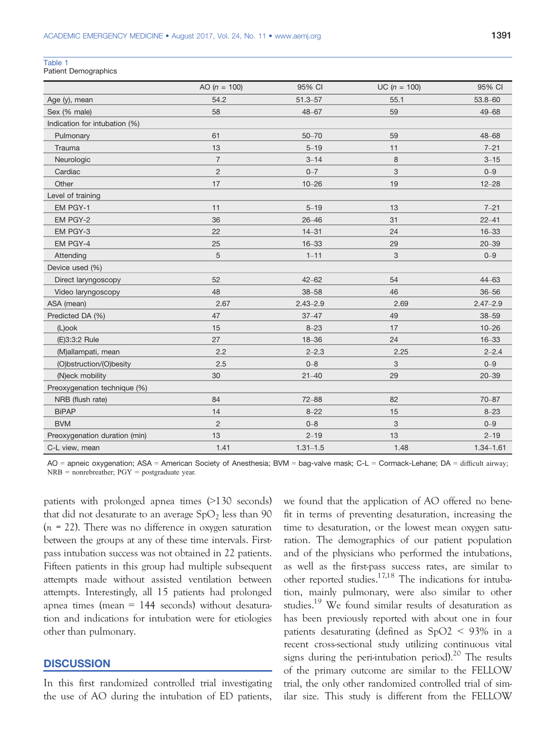Table 1
Patient Demographics

| | AO ($n$ = 100) | 95% CI | UC ($n$ = 100) | 95% CI |
|---|---|---|---|---|
| Age (y), mean | 54.2 | 51.3–57 | 55.1 | 53.8–60 |
| Sex (% male) | 58 | 48–67 | 59 | 49–68 |
| Indication for intubation (%) | | | | |
| Pulmonary | 61 | 50–70 | 59 | 48–68 |
| Trauma | 13 | 5–19 | 11 | 7–21 |
| Neurologic | 7 | 3–14 | 8 | 3–15 |
| Cardiac | 2 | 0–7 | 3 | 0–9 |
| Other | 17 | 10–26 | 19 | 12–28 |
| Level of training | | | | |
| EM PGY-1 | 11 | 5–19 | 13 | 7–21 |
| EM PGY-2 | 36 | 26–46 | 31 | 22–41 |
| EM PGY-3 | 22 | 14–31 | 24 | 16–33 |
| EM PGY-4 | 25 | 16–33 | 29 | 20–39 |
| Attending | 5 | 1–11 | 3 | 0–9 |
| Device used (%) | | | | |
| Direct laryngoscopy | 52 | 42–62 | 54 | 44–63 |
| Video laryngoscopy | 48 | 38–58 | 46 | 36–56 |
| ASA (mean) | 2.67 | 2.43–2.9 | 2.69 | 2.47–2.9 |
| Predicted DA (%) | 47 | 37–47 | 49 | 38–59 |
| (L)ook | 15 | 8–23 | 17 | 10–26 |
| (E)3:3:2 Rule | 27 | 18–36 | 24 | 16–33 |
| (M)allampati, mean | 2.2 | 2–2.3 | 2.25 | 2–2.4 |
| (O)bstruction/(O)besity | 2.5 | 0–8 | 3 | 0–9 |
| (N)eck mobility | 30 | 21–40 | 29 | 20–39 |
| Preoxygenation technique (%) | | | | |
| NRB (flush rate) | 84 | 72–88 | 82 | 70–87 |
| BiPAP | 14 | 8–22 | 15 | 8–23 |
| BVM | 2 | 0–8 | 3 | 0–9 |
| Preoxygenation duration (min) | 13 | 2–19 | 13 | 2–19 |
| C-L view, mean | 1.41 | 1.31–1.5 | 1.48 | 1.34–1.61 |

AO = apneic oxygenation; ASA = American Society of Anesthesia; BVM = bag-valve mask; C-L = Cormack-Lehane; DA = difficult airway; NRB = nonrebreather; PGY = postgraduate year.

patients with prolonged apnea times (>130 seconds) that did not desaturate to an average $SpO_2$ less than 90 ($n$ = 22). There was no difference in oxygen saturation between the groups at any of these time intervals. First-pass intubation success was not obtained in 22 patients. Fifteen patients in this group had multiple subsequent attempts made without assisted ventilation between attempts. Interestingly, all 15 patients had prolonged apnea times (mean = 144 seconds) without desaturation and indications for intubation were for etiologies other than pulmonary.

## DISCUSSION

In this first randomized controlled trial investigating the use of AO during the intubation of ED patients, we found that the application of AO offered no benefit in terms of preventing desaturation, increasing the time to desaturation, or the lowest mean oxygen saturation. The demographics of our patient population and of the physicians who performed the intubations, as well as the first-pass success rates, are similar to other reported studies.[17,18] The indications for intubation, mainly pulmonary, were also similar to other studies.[19] We found similar results of desaturation as has been previously reported with about one in four patients desaturating (defined as $SpO2 < 93\%$ in a recent cross-sectional study utilizing continuous vital signs during the peri-intubation period).[20] The results of the primary outcome are similar to the FELLOW trial, the only other randomized controlled trial of similar size. This study is different from the FELLOW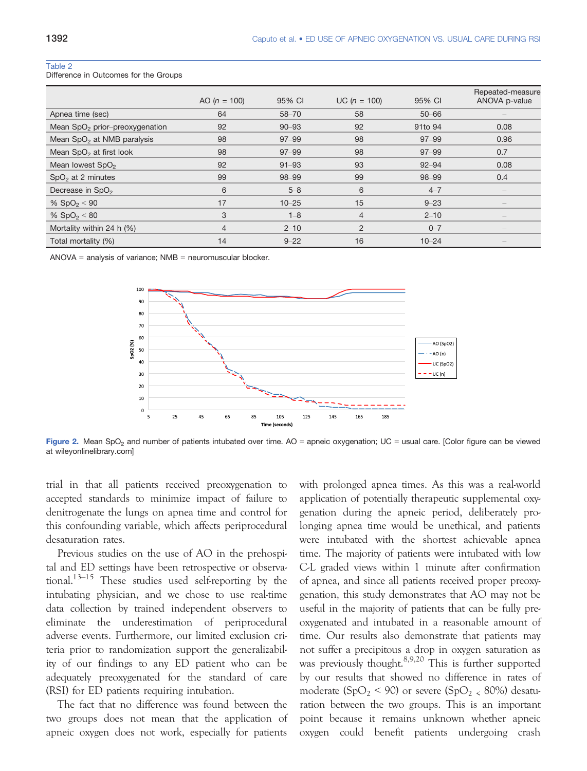Table 2
Difference in Outcomes for the Groups

| | AO ($n$ = 100) | 95% CI | UC ($n$ = 100) | 95% CI | Repeated-measure ANOVA p-value |
|---|---|---|---|---|---|
| Apnea time (sec) | 64 | 58–70 | 58 | 50–66 | – |
| Mean $SpO_2$ prior–preoxygenation | 92 | 90–93 | 92 | 91to 94 | 0.08 |
| Mean $SpO_2$ at NMB paralysis | 98 | 97–99 | 98 | 97–99 | 0.96 |
| Mean $SpO_2$ at first look | 98 | 97–99 | 98 | 97–99 | 0.7 |
| Mean lowest $SpO_2$ | 92 | 91–93 | 93 | 92–94 | 0.08 |
| $SpO_2$ at 2 minutes | 99 | 98–99 | 99 | 98–99 | 0.4 |
| Decrease in $SpO_2$ | 6 | 5–8 | 6 | 4–7 | – |
| % $SpO_2 < 90$ | 17 | 10–25 | 15 | 9–23 | – |
| % $SpO_2 < 80$ | 3 | 1–8 | 4 | 2–10 | – |
| Mortality within 24 h (%) | 4 | 2–10 | 2 | 0–7 | – |
| Total mortality (%) | 14 | 9–22 | 16 | 10–24 | – |

ANOVA = analysis of variance; NMB = neuromuscular blocker.

**Figure 2.** Mean $SpO_2$ and number of patients intubated over time. AO = apneic oxygenation; UC = usual care. [Color figure can be viewed at wileyonlinelibrary.com]

trial in that all patients received preoxygenation to accepted standards to minimize impact of failure to denitrogenate the lungs on apnea time and control for this confounding variable, which affects periprocedural desaturation rates.

Previous studies on the use of AO in the prehospital and ED settings have been retrospective or observational.[13–15] These studies used self-reporting by the intubating physician, and we chose to use real-time data collection by trained independent observers to eliminate the underestimation of periprocedural adverse events. Furthermore, our limited exclusion criteria prior to randomization support the generalizability of our findings to any ED patient who can be adequately preoxygenated for the standard of care (RSI) for ED patients requiring intubation.

The fact that no difference was found between the two groups does not mean that the application of apneic oxygen does not work, especially for patients with prolonged apnea times. As this was a real-world application of potentially therapeutic supplemental oxygenation during the apneic period, deliberately prolonging apnea time would be unethical, and patients were intubated with the shortest achievable apnea time. The majority of patients were intubated with low C-L graded views within 1 minute after confirmation of apnea, and since all patients received proper preoxygenation, this study demonstrates that AO may not be useful in the majority of patients that can be fully preoxygenated and intubated in a reasonable amount of time. Our results also demonstrate that patients may not suffer a precipitous a drop in oxygen saturation as was previously thought.[8,9,20] This is further supported by our results that showed no difference in rates of moderate ($SpO_2 < 90$) or severe ($SpO_2 < 80\%$) desaturation between the two groups. This is an important point because it remains unknown whether apneic oxygen could benefit patients undergoing crash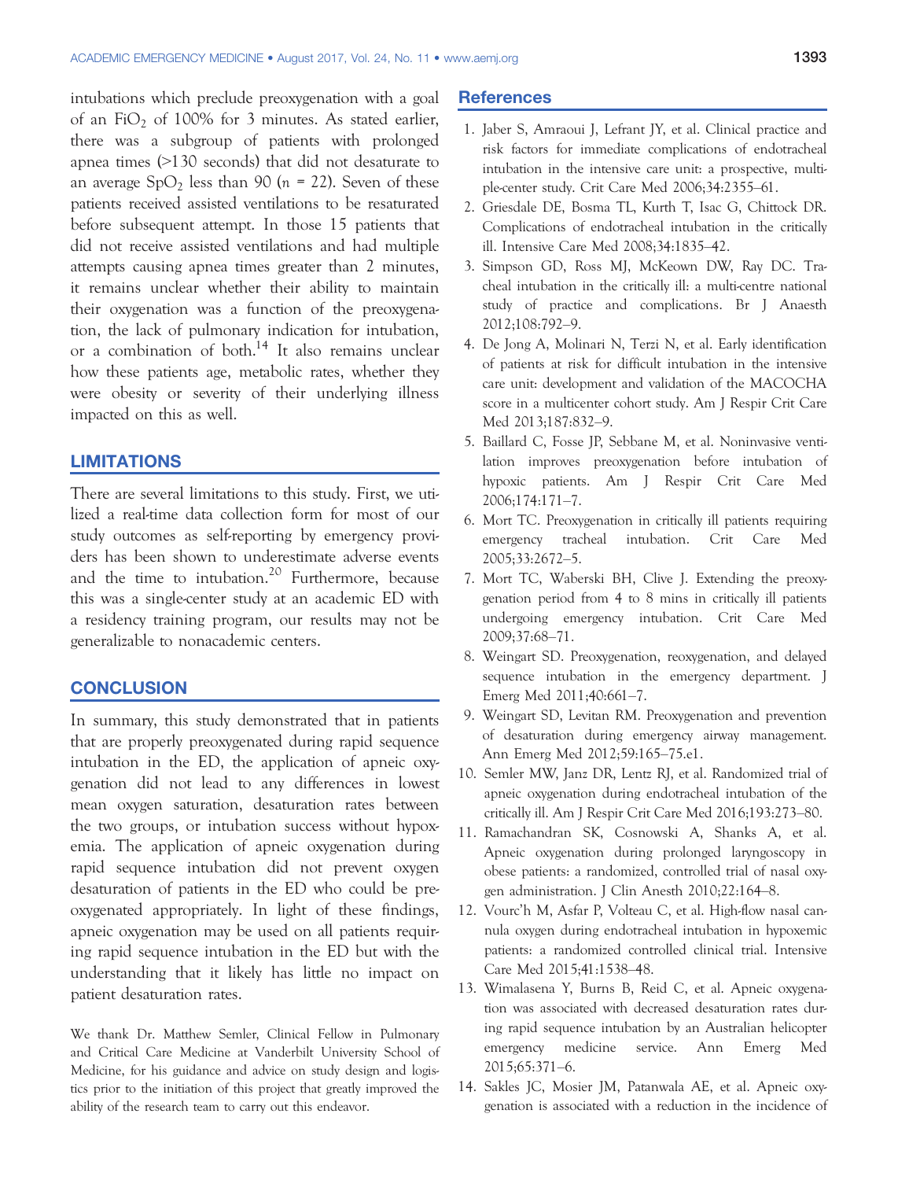intubations which preclude preoxygenation with a goal of an $FiO_2$ of 100% for 3 minutes. As stated earlier, there was a subgroup of patients with prolonged apnea times (>130 seconds) that did not desaturate to an average $SpO_2$ less than 90 ($n$ = 22). Seven of these patients received assisted ventilations to be resaturated before subsequent attempt. In those 15 patients that did not receive assisted ventilations and had multiple attempts causing apnea times greater than 2 minutes, it remains unclear whether their ability to maintain their oxygenation was a function of the preoxygenation, the lack of pulmonary indication for intubation, or a combination of both.[14] It also remains unclear how these patients age, metabolic rates, whether they were obesity or severity of their underlying illness impacted on this as well.

## LIMITATIONS

There are several limitations to this study. First, we utilized a real-time data collection form for most of our study outcomes as self-reporting by emergency providers has been shown to underestimate adverse events and the time to intubation.[20] Furthermore, because this was a single-center study at an academic ED with a residency training program, our results may not be generalizable to nonacademic centers.

## CONCLUSION

In summary, this study demonstrated that in patients that are properly preoxygenated during rapid sequence intubation in the ED, the application of apneic oxygenation did not lead to any differences in lowest mean oxygen saturation, desaturation rates between the two groups, or intubation success without hypoxemia. The application of apneic oxygenation during rapid sequence intubation did not prevent oxygen desaturation of patients in the ED who could be preoxygenated appropriately. In light of these findings, apneic oxygenation may be used on all patients requiring rapid sequence intubation in the ED but with the understanding that it likely has little no impact on patient desaturation rates.

We thank Dr. Matthew Semler, Clinical Fellow in Pulmonary and Critical Care Medicine at Vanderbilt University School of Medicine, for his guidance and advice on study design and logistics prior to the initiation of this project that greatly improved the ability of the research team to carry out this endeavor.

## References

1. Jaber S, Amraoui J, Lefrant JY, et al. Clinical practice and risk factors for immediate complications of endotracheal intubation in the intensive care unit: a prospective, multiple-center study. Crit Care Med 2006;34:2355–61.
2. Griesdale DE, Bosma TL, Kurth T, Isac G, Chittock DR. Complications of endotracheal intubation in the critically ill. Intensive Care Med 2008;34:1835–42.
3. Simpson GD, Ross MJ, McKeown DW, Ray DC. Tracheal intubation in the critically ill: a multi-centre national study of practice and complications. Br J Anaesth 2012;108:792–9.
4. De Jong A, Molinari N, Terzi N, et al. Early identification of patients at risk for difficult intubation in the intensive care unit: development and validation of the MACOCHA score in a multicenter cohort study. Am J Respir Crit Care Med 2013;187:832–9.
5. Baillard C, Fosse JP, Sebbane M, et al. Noninvasive ventilation improves preoxygenation before intubation of hypoxic patients. Am J Respir Crit Care Med 2006;174:171–7.
6. Mort TC. Preoxygenation in critically ill patients requiring emergency tracheal intubation. Crit Care Med 2005;33:2672–5.
7. Mort TC, Waberski BH, Clive J. Extending the preoxygenation period from 4 to 8 mins in critically ill patients undergoing emergency intubation. Crit Care Med 2009;37:68–71.
8. Weingart SD. Preoxygenation, reoxygenation, and delayed sequence intubation in the emergency department. J Emerg Med 2011;40:661–7.
9. Weingart SD, Levitan RM. Preoxygenation and prevention of desaturation during emergency airway management. Ann Emerg Med 2012;59:165–75.e1.
10. Semler MW, Janz DR, Lentz RJ, et al. Randomized trial of apneic oxygenation during endotracheal intubation of the critically ill. Am J Respir Crit Care Med 2016;193:273–80.
11. Ramachandran SK, Cosnowski A, Shanks A, et al. Apneic oxygenation during prolonged laryngoscopy in obese patients: a randomized, controlled trial of nasal oxygen administration. J Clin Anesth 2010;22:164–8.
12. Vourc'h M, Asfar P, Volteau C, et al. High-flow nasal cannula oxygen during endotracheal intubation in hypoxemic patients: a randomized controlled clinical trial. Intensive Care Med 2015;41:1538–48.
13. Wimalasena Y, Burns B, Reid C, et al. Apneic oxygenation was associated with decreased desaturation rates during rapid sequence intubation by an Australian helicopter emergency medicine service. Ann Emerg Med 2015;65:371–6.
14. Sakles JC, Mosier JM, Patanwala AE, et al. Apneic oxygenation is associated with a reduction in the incidence of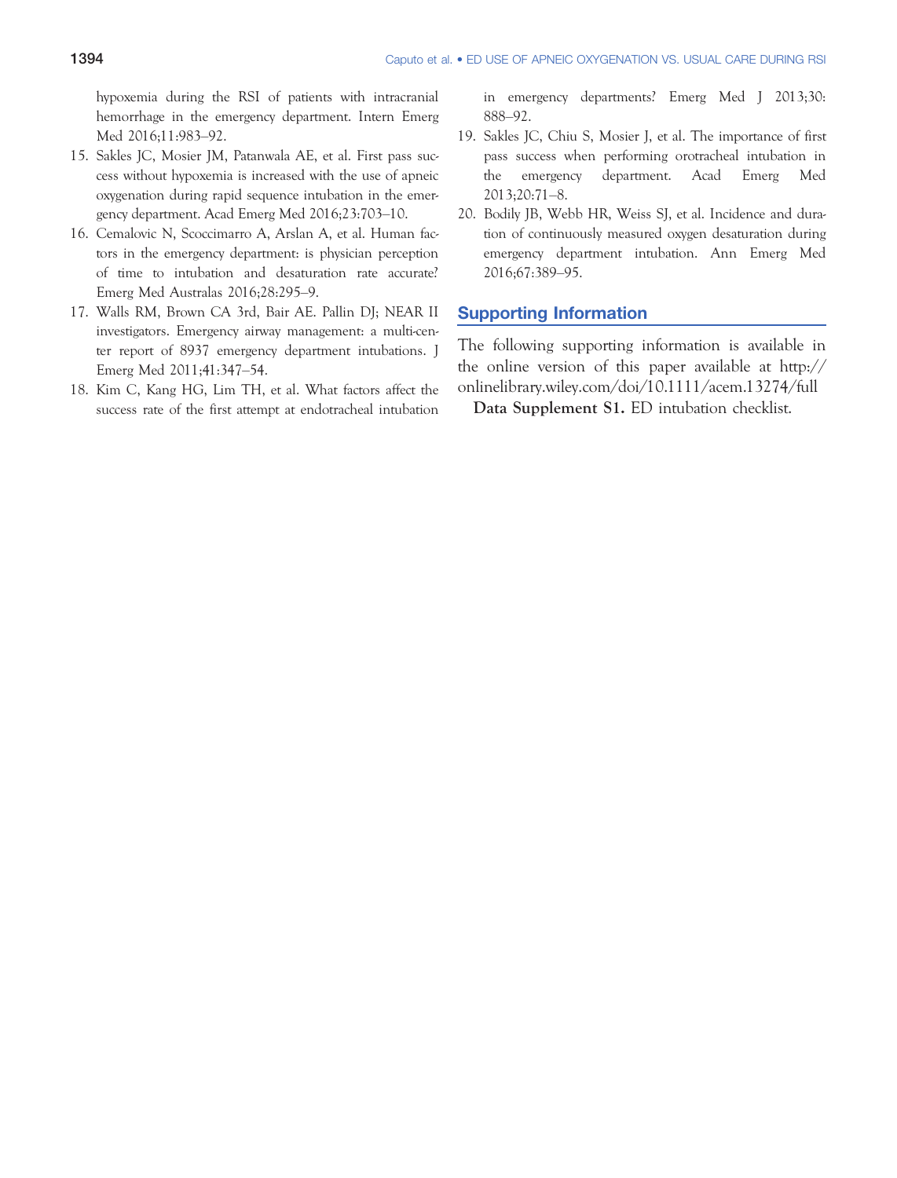hypoxemia during the RSI of patients with intracranial hemorrhage in the emergency department. Intern Emerg Med 2016;11:983–92.

15. Sakles JC, Mosier JM, Patanwala AE, et al. First pass success without hypoxemia is increased with the use of apneic oxygenation during rapid sequence intubation in the emergency department. Acad Emerg Med 2016;23:703–10.
16. Cemalovic N, Scoccimarro A, Arslan A, et al. Human factors in the emergency department: is physician perception of time to intubation and desaturation rate accurate? Emerg Med Australas 2016;28:295–9.
17. Walls RM, Brown CA 3rd, Bair AE. Pallin DJ; NEAR II investigators. Emergency airway management: a multi-center report of 8937 emergency department intubations. J Emerg Med 2011;41:347–54.
18. Kim C, Kang HG, Lim TH, et al. What factors affect the success rate of the first attempt at endotracheal intubation in emergency departments? Emerg Med J 2013;30: 888–92.
19. Sakles JC, Chiu S, Mosier J, et al. The importance of first pass success when performing orotracheal intubation in the emergency department. Acad Emerg Med 2013;20:71–8.
20. Bodily JB, Webb HR, Weiss SJ, et al. Incidence and duration of continuously measured oxygen desaturation during emergency department intubation. Ann Emerg Med 2016;67:389–95.

## Supporting Information

The following supporting information is available in the online version of this paper available at http://onlinelibrary.wiley.com/doi/10.1111/acem.13274/full

**Data Supplement S1.** ED intubation checklist.